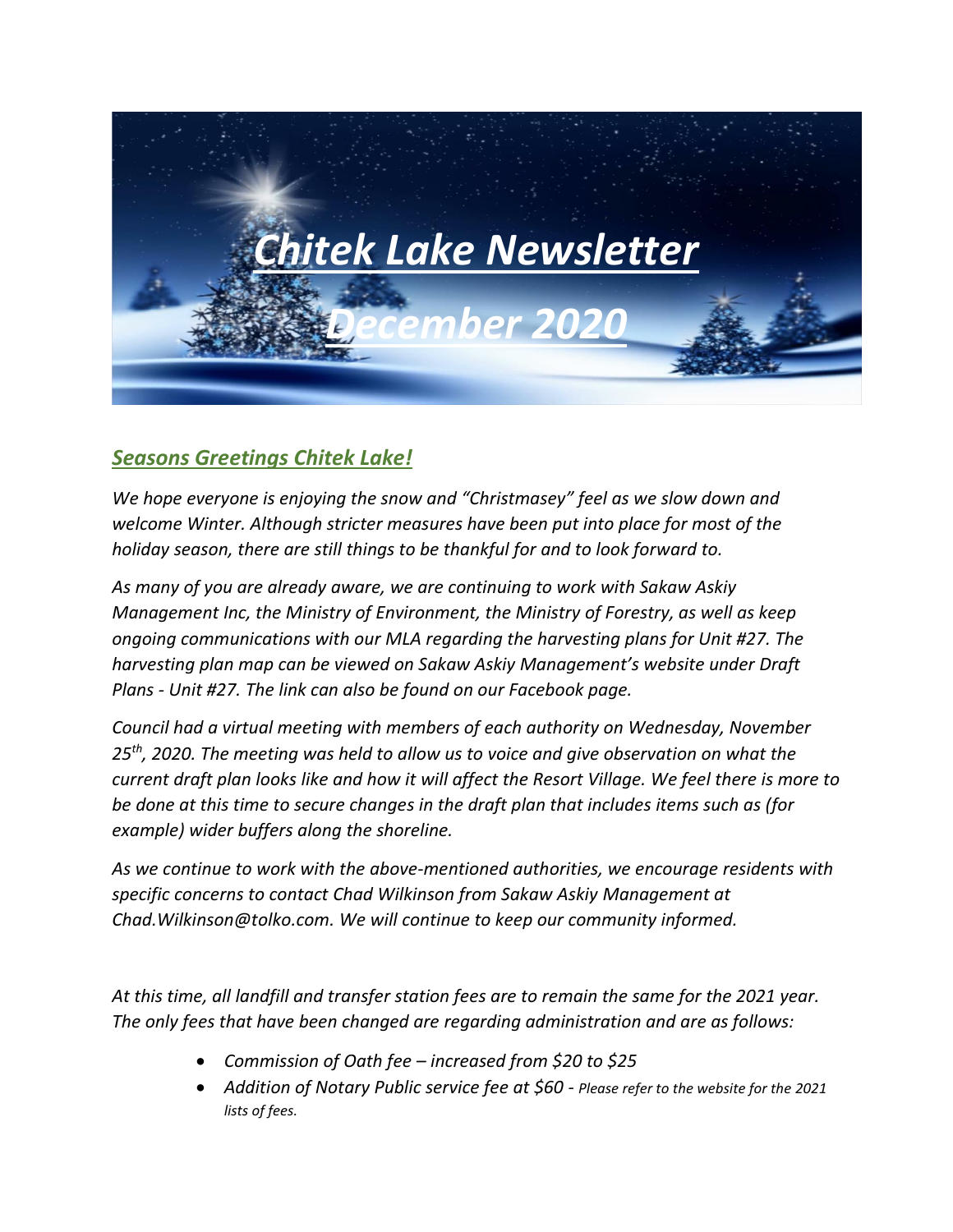# *Chitek Lake Newsletter*

# *December 2020*

## *Seasons Greetings Chitek Lake!*

*We hope everyone is enjoying the snow and "Christmasey" feel as we slow down and welcome Winter. Although stricter measures have been put into place for most of the holiday season, there are still things to be thankful for and to look forward to.*

*As many of you are already aware, we are continuing to work with Sakaw Askiy Management Inc, the Ministry of Environment, the Ministry of Forestry, as well as keep ongoing communications with our MLA regarding the harvesting plans for Unit #27. The harvesting plan map can be viewed on Sakaw Askiy Management's website under Draft Plans - Unit #27. The link can also be found on our Facebook page.*

*Council had a virtual meeting with members of each authority on Wednesday, November 25th, 2020. The meeting was held to allow us to voice and give observation on what the current draft plan looks like and how it will affect the Resort Village. We feel there is more to be done at this time to secure changes in the draft plan that includes items such as (for example) wider buffers along the shoreline.*

*As we continue to work with the above-mentioned authorities, we encourage residents with specific concerns to contact Chad Wilkinson from Sakaw Askiy Management at Chad.Wilkinson@tolko.com. We will continue to keep our community informed.*

*At this time, all landfill and transfer station fees are to remain the same for the 2021 year. The only fees that have been changed are regarding administration and are as follows:*

- *Commission of Oath fee – increased from $20 to $25*
- *Addition of Notary Public service fee at $60 - Please refer to the website for the 2021 lists of fees.*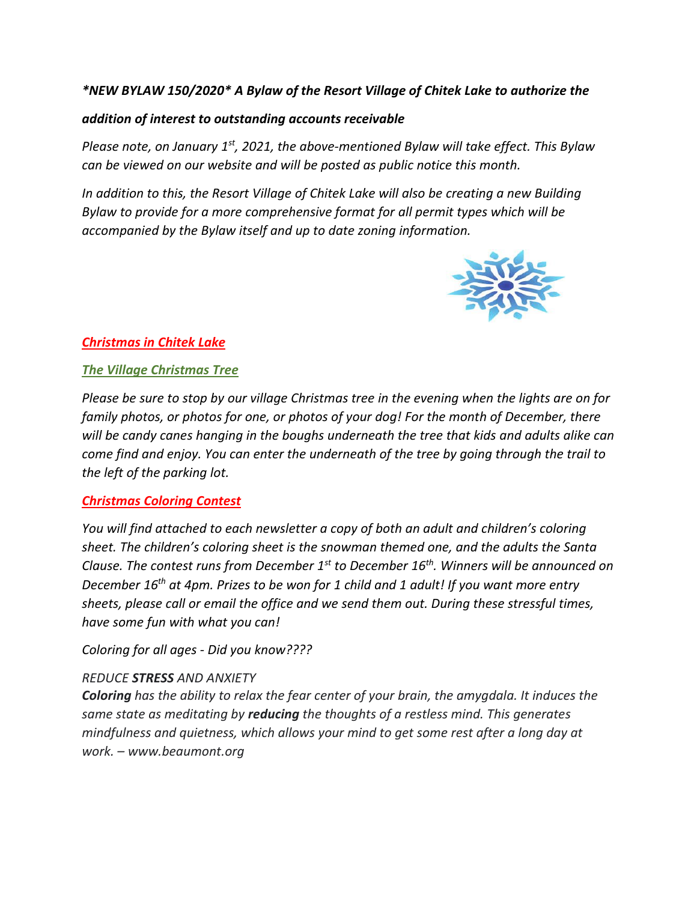*\*NEW BYLAW 150/2020\* A Bylaw of the Resort Village of Chitek Lake to authorize the addition of interest to outstanding accounts receivable*

*Please note, on January 1st, 2021, the above-mentioned Bylaw will take effect. This Bylaw can be viewed on our website and will be posted as public notice this month.*

*In addition to this, the Resort Village of Chitek Lake will also be creating a new Building Bylaw to provide for a more comprehensive format for all permit types which will be accompanied by the Bylaw itself and up to date zoning information.*

## ***Christmas in Chitek Lake***

### ***The Village Christmas Tree***

*Please be sure to stop by our village Christmas tree in the evening when the lights are on for family photos, or photos for one, or photos of your dog! For the month of December, there will be candy canes hanging in the boughs underneath the tree that kids and adults alike can come find and enjoy. You can enter the underneath of the tree by going through the trail to the left of the parking lot.*

### ***Christmas Coloring Contest***

*You will find attached to each newsletter a copy of both an adult and children's coloring sheet. The children's coloring sheet is the snowman themed one, and the adults the Santa Clause. The contest runs from December 1st to December 16th. Winners will be announced on December 16th at 4pm. Prizes to be won for 1 child and 1 adult! If you want more entry sheets, please call or email the office and we send them out. During these stressful times, have some fun with what you can!*

*Coloring for all ages - Did you know????*

*REDUCE **STRESS** AND ANXIETY*
***Coloring** has the ability to relax the fear center of your brain, the amygdala. It induces the same state as meditating by **reducing** the thoughts of a restless mind. This generates mindfulness and quietness, which allows your mind to get some rest after a long day at work. – www.beaumont.org*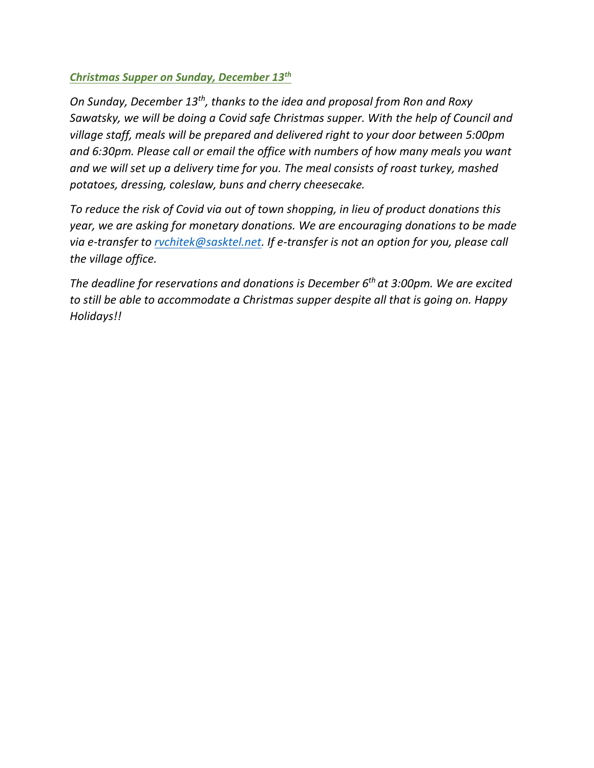## *Christmas Supper on Sunday, December 13th*

*On Sunday, December 13th, thanks to the idea and proposal from Ron and Roxy Sawatsky, we will be doing a Covid safe Christmas supper. With the help of Council and village staff, meals will be prepared and delivered right to your door between 5:00pm and 6:30pm. Please call or email the office with numbers of how many meals you want and we will set up a delivery time for you. The meal consists of roast turkey, mashed potatoes, dressing, coleslaw, buns and cherry cheesecake.*

*To reduce the risk of Covid via out of town shopping, in lieu of product donations this year, we are asking for monetary donations. We are encouraging donations to be made via e-transfer to rvchitek@sasktel.net. If e-transfer is not an option for you, please call the village office.*

*The deadline for reservations and donations is December 6th at 3:00pm. We are excited to still be able to accommodate a Christmas supper despite all that is going on. Happy Holidays!!*